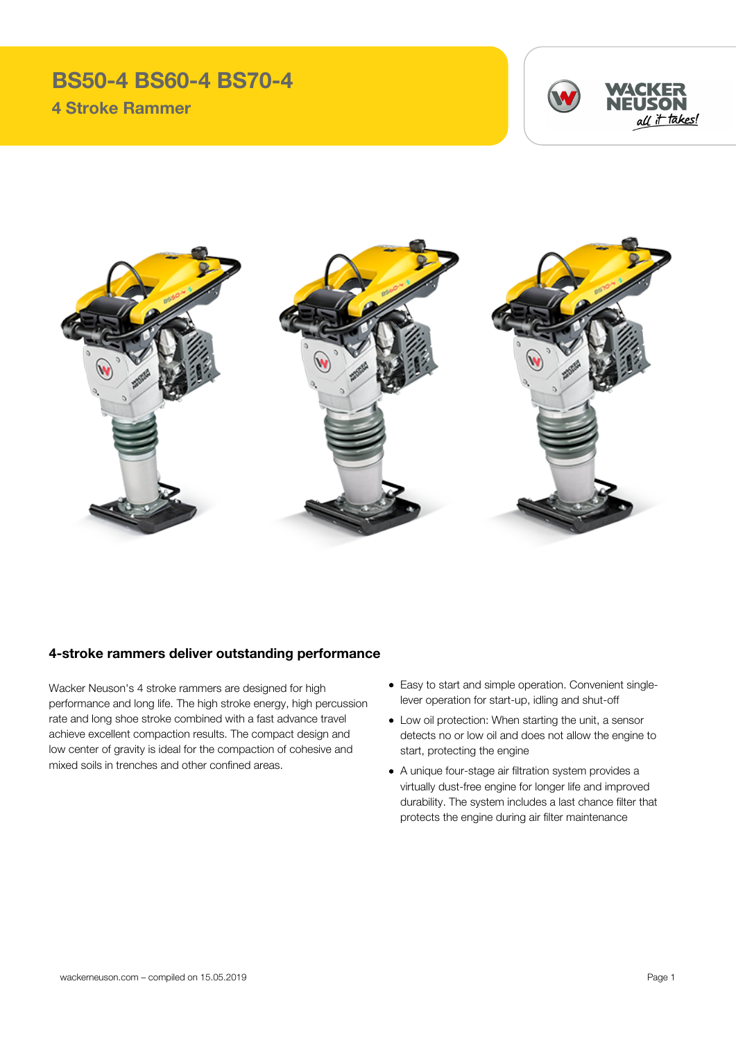# BS50-4 BS60-4 BS70-4

## 4 Stroke Rammer

### 4-stroke rammers deliver outstanding performance

Wacker Neuson's 4 stroke rammers are designed for high performance and long life. The high stroke energy, high percussion rate and long shoe stroke combined with a fast advance travel achieve excellent compaction results. The compact design and low center of gravity is ideal for the compaction of cohesive and mixed soils in trenches and other confined areas.

- Easy to start and simple operation. Convenient single-lever operation for start-up, idling and shut-off
- Low oil protection: When starting the unit, a sensor detects no or low oil and does not allow the engine to start, protecting the engine
- A unique four-stage air filtration system provides a virtually dust-free engine for longer life and improved durability. The system includes a last chance filter that protects the engine during air filter maintenance

wackerneuson.com – compiled on 15.05.2019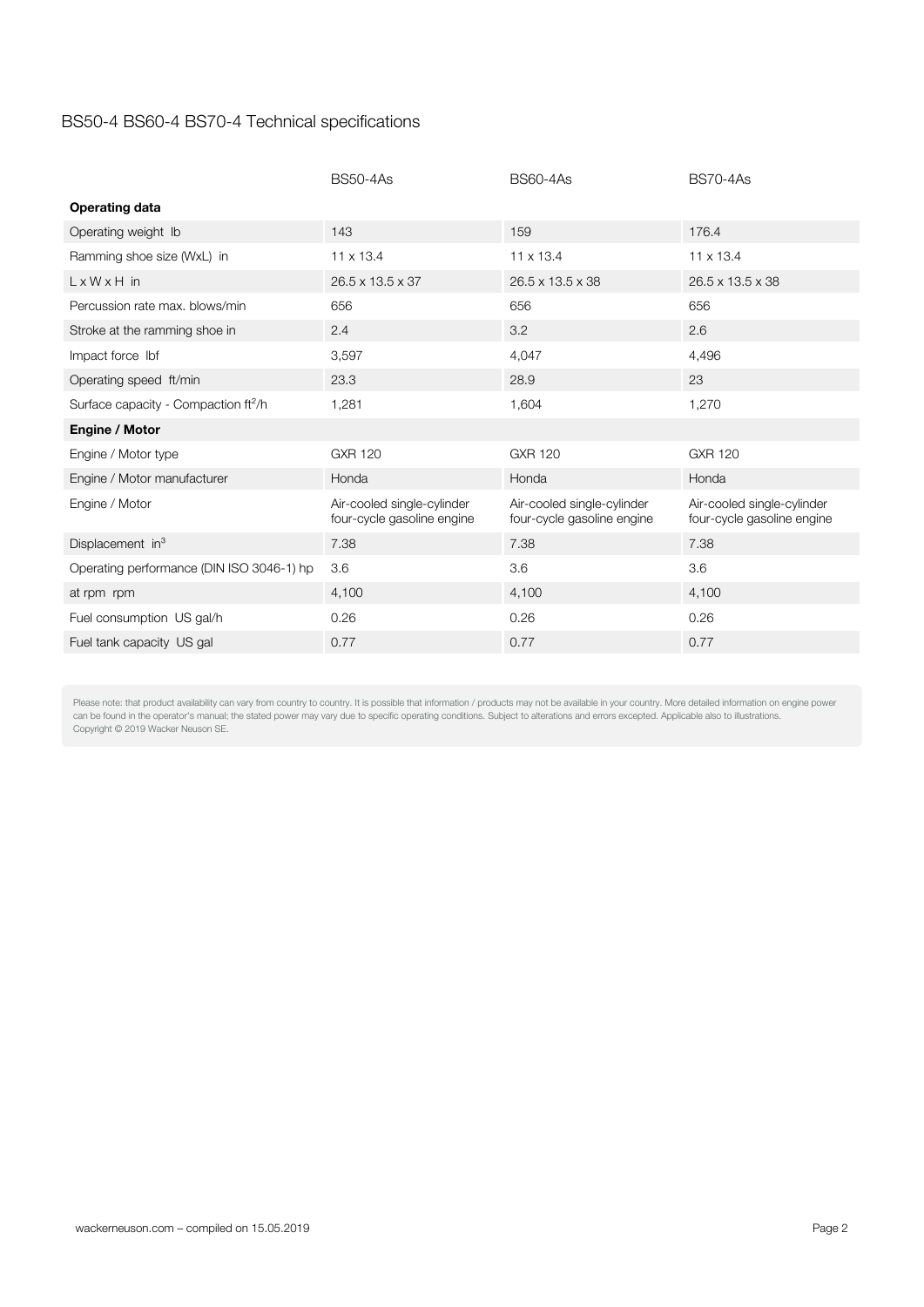## BS50-4 BS60-4 BS70-4 Technical specifications

| | BS50-4As | BS60-4As | BS70-4As |
|---|---|---|---|
| **Operating data** | | | |
| Operating weight lb | 143 | 159 | 176.4 |
| Ramming shoe size (WxL) in | 11 x 13.4 | 11 x 13.4 | 11 x 13.4 |
| L x W x H in | 26.5 x 13.5 x 37 | 26.5 x 13.5 x 38 | 26.5 x 13.5 x 38 |
| Percussion rate max. blows/min | 656 | 656 | 656 |
| Stroke at the ramming shoe in | 2.4 | 3.2 | 2.6 |
| Impact force lbf | 3,597 | 4,047 | 4,496 |
| Operating speed ft/min | 23.3 | 28.9 | 23 |
| Surface capacity - Compaction $ft^2$/h | 1,281 | 1,604 | 1,270 |
| **Engine / Motor** | | | |
| Engine / Motor type | GXR 120 | GXR 120 | GXR 120 |
| Engine / Motor manufacturer | Honda | Honda | Honda |
| Engine / Motor | Air-cooled single-cylinder four-cycle gasoline engine | Air-cooled single-cylinder four-cycle gasoline engine | Air-cooled single-cylinder four-cycle gasoline engine |
| Displacement $in^3$ | 7.38 | 7.38 | 7.38 |
| Operating performance (DIN ISO 3046-1) hp | 3.6 | 3.6 | 3.6 |
| at rpm rpm | 4,100 | 4,100 | 4,100 |
| Fuel consumption US gal/h | 0.26 | 0.26 | 0.26 |
| Fuel tank capacity US gal | 0.77 | 0.77 | 0.77 |

Please note: that product availability can vary from country to country. It is possible that information / products may not be available in your country. More detailed information on engine power can be found in the operator's manual; the stated power may vary due to specific operating conditions. Subject to alterations and errors excepted. Applicable also to illustrations.
Copyright © 2019 Wacker Neuson SE.

wackerneuson.com – compiled on 15.05.2019